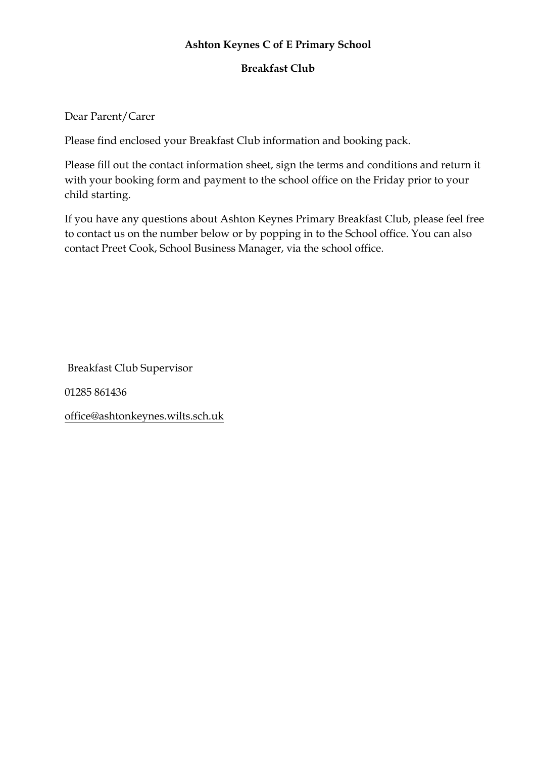**Ashton Keynes C of E Primary School**

**Breakfast Club**

Dear Parent/Carer

Please find enclosed your Breakfast Club information and booking pack.

Please fill out the contact information sheet, sign the terms and conditions and return it with your booking form and payment to the school office on the Friday prior to your child starting.

If you have any questions about Ashton Keynes Primary Breakfast Club, please feel free to contact us on the number below or by popping in to the School office. You can also contact Preet Cook, School Business Manager, via the school office.

Breakfast Club Supervisor

01285 861436

office@ashtonkeynes.wilts.sch.uk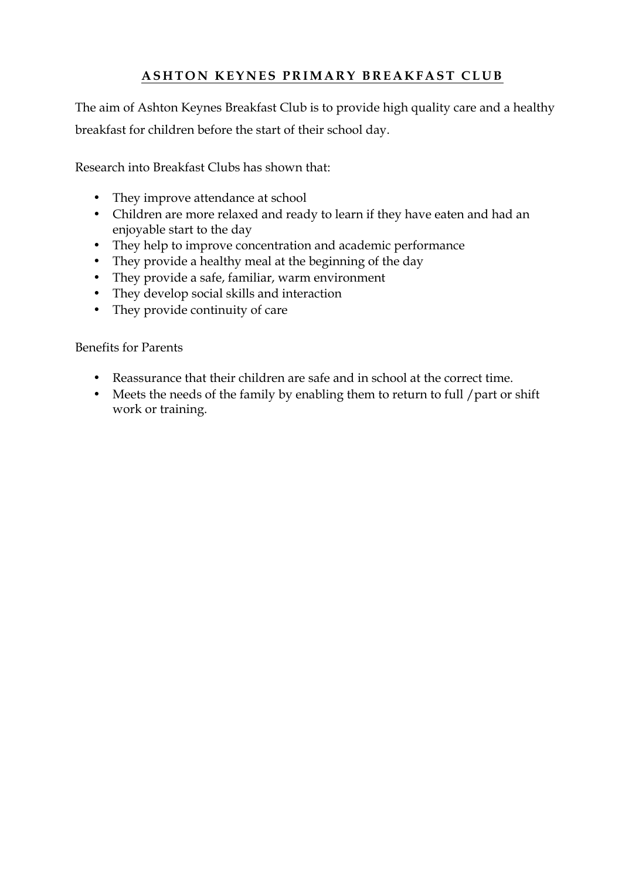## ASHTON KEYNES PRIMARY BREAKFAST CLUB

The aim of Ashton Keynes Breakfast Club is to provide high quality care and a healthy breakfast for children before the start of their school day.

Research into Breakfast Clubs has shown that:

- They improve attendance at school
- Children are more relaxed and ready to learn if they have eaten and had an enjoyable start to the day
- They help to improve concentration and academic performance
- They provide a healthy meal at the beginning of the day
- They provide a safe, familiar, warm environment
- They develop social skills and interaction
- They provide continuity of care

Benefits for Parents

- Reassurance that their children are safe and in school at the correct time.
- Meets the needs of the family by enabling them to return to full /part or shift work or training.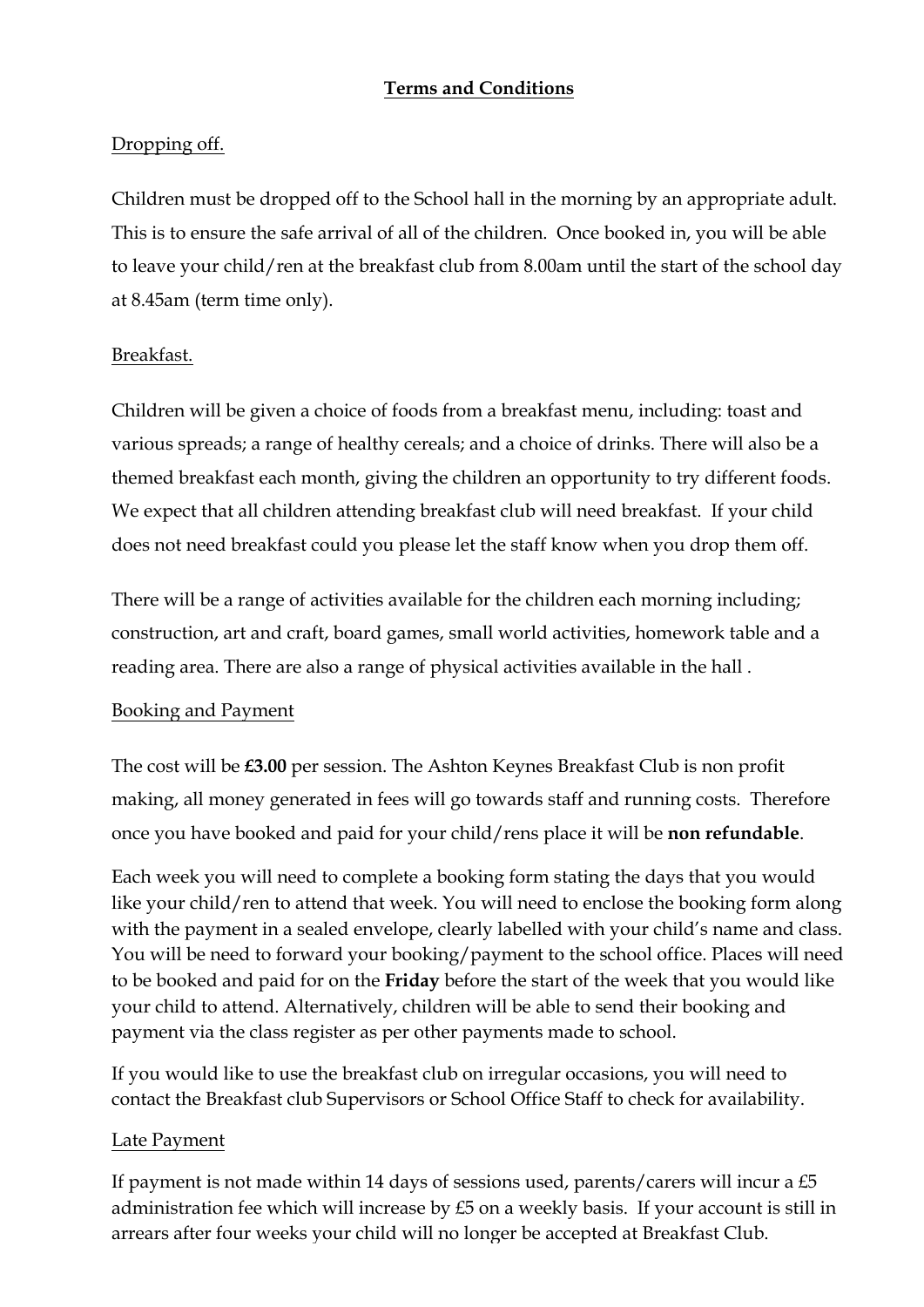# Terms and Conditions

## Dropping off.

Children must be dropped off to the School hall in the morning by an appropriate adult. This is to ensure the safe arrival of all of the children. Once booked in, you will be able to leave your child/ren at the breakfast club from 8.00am until the start of the school day at 8.45am (term time only).

## Breakfast.

Children will be given a choice of foods from a breakfast menu, including: toast and various spreads; a range of healthy cereals; and a choice of drinks. There will also be a themed breakfast each month, giving the children an opportunity to try different foods. We expect that all children attending breakfast club will need breakfast. If your child does not need breakfast could you please let the staff know when you drop them off.

There will be a range of activities available for the children each morning including; construction, art and craft, board games, small world activities, homework table and a reading area. There are also a range of physical activities available in the hall .

## Booking and Payment

The cost will be **£3.00** per session. The Ashton Keynes Breakfast Club is non profit making, all money generated in fees will go towards staff and running costs. Therefore once you have booked and paid for your child/rens place it will be **non refundable**.

Each week you will need to complete a booking form stating the days that you would like your child/ren to attend that week. You will need to enclose the booking form along with the payment in a sealed envelope, clearly labelled with your child's name and class. You will be need to forward your booking/payment to the school office. Places will need to be booked and paid for on the **Friday** before the start of the week that you would like your child to attend. Alternatively, children will be able to send their booking and payment via the class register as per other payments made to school.

If you would like to use the breakfast club on irregular occasions, you will need to contact the Breakfast club Supervisors or School Office Staff to check for availability.

## Late Payment

If payment is not made within 14 days of sessions used, parents/carers will incur a £5 administration fee which will increase by £5 on a weekly basis. If your account is still in arrears after four weeks your child will no longer be accepted at Breakfast Club.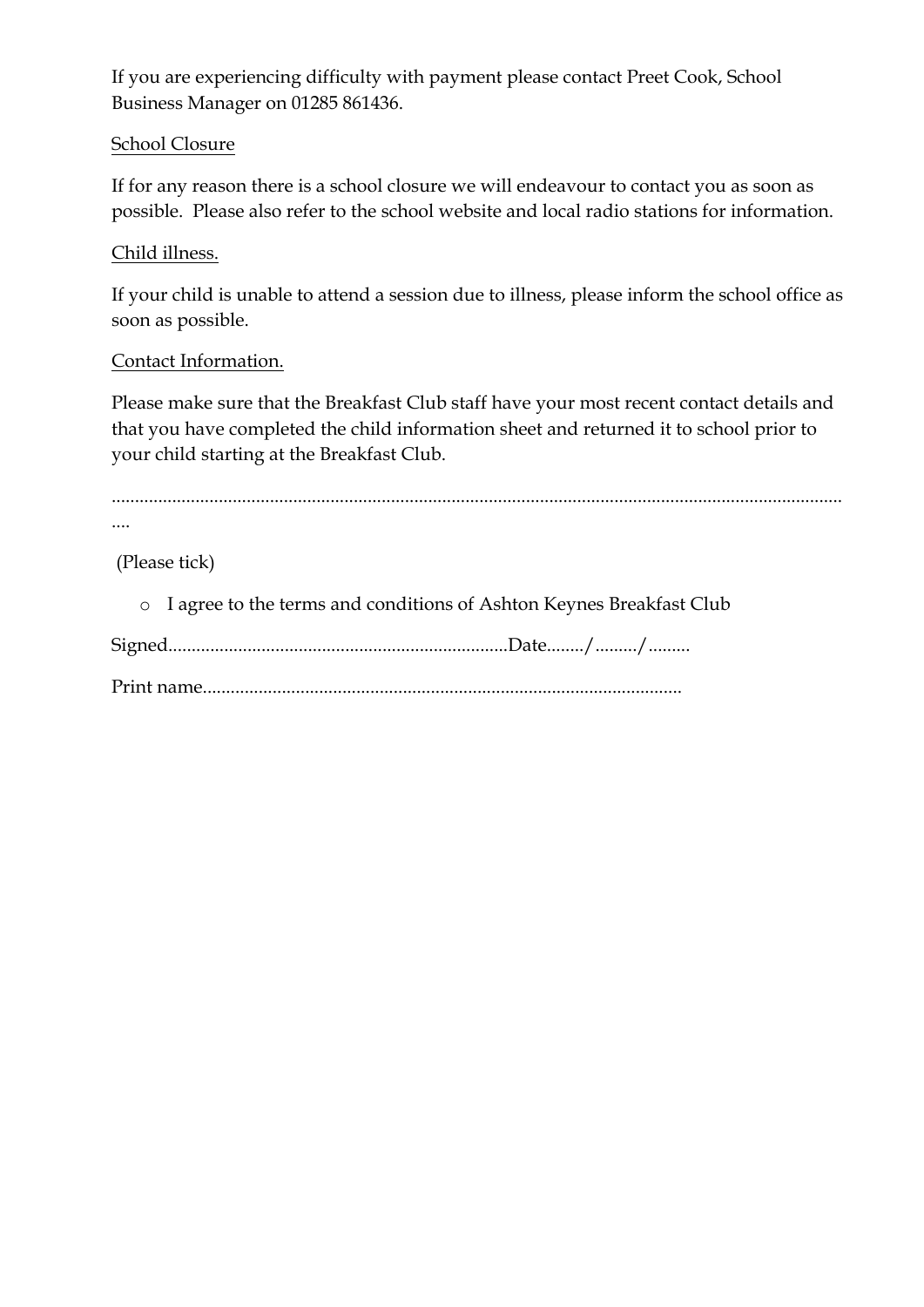If you are experiencing difficulty with payment please contact Preet Cook, School Business Manager on 01285 861436.

School Closure

If for any reason there is a school closure we will endeavour to contact you as soon as possible. Please also refer to the school website and local radio stations for information.

Child illness.

If your child is unable to attend a session due to illness, please inform the school office as soon as possible.

Contact Information.

Please make sure that the Breakfast Club staff have your most recent contact details and that you have completed the child information sheet and returned it to school prior to your child starting at the Breakfast Club.

..........................................................................................................................................................
....

(Please tick)

- ○ I agree to the terms and conditions of Ashton Keynes Breakfast Club

Signed.........................................................................Date......../........./.........

Print name......................................................................................................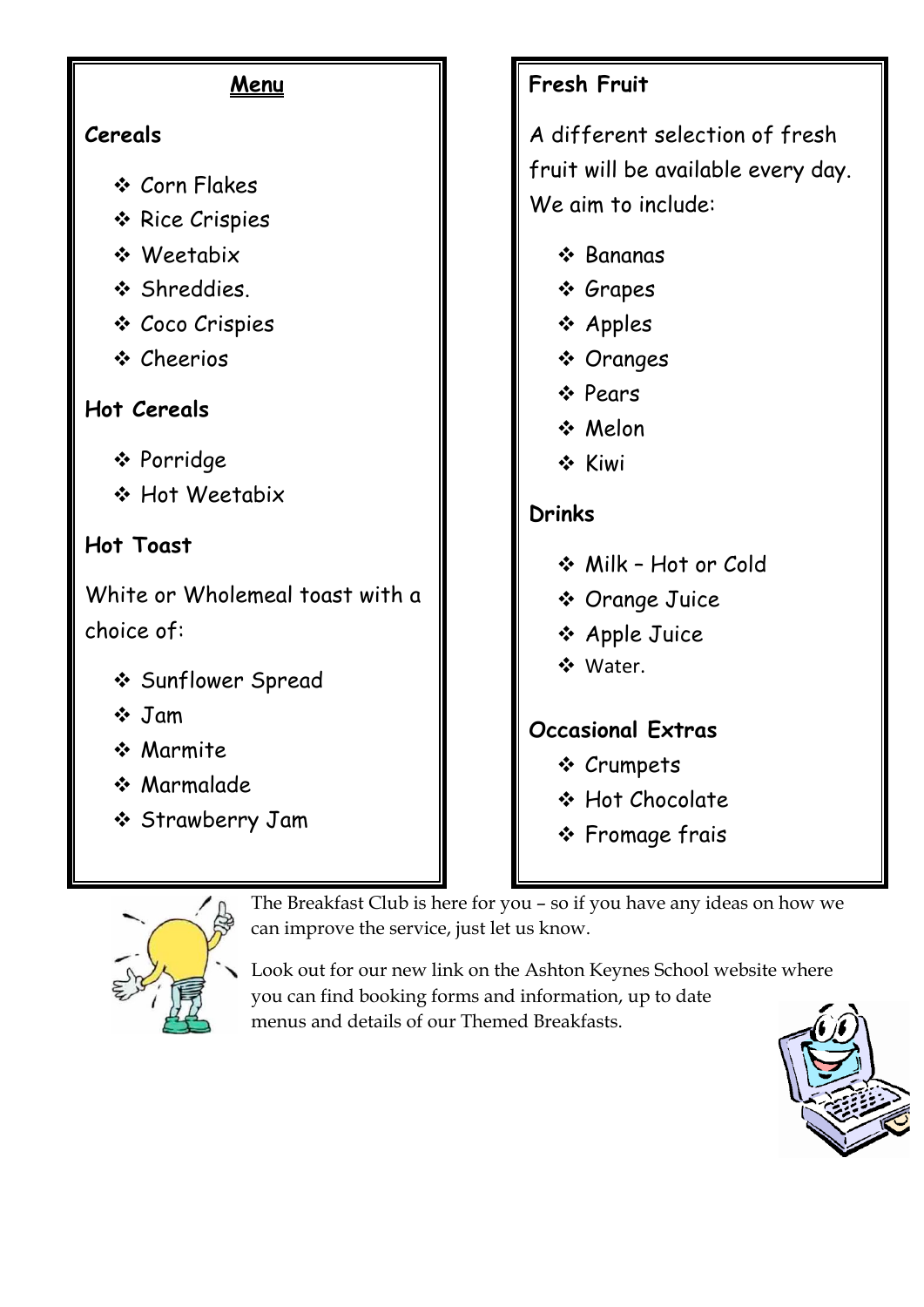## Menu

### Cereals

- Corn Flakes
- Rice Crispies
- Weetabix
- Shreddies.
- Coco Crispies
- Cheerios

### Hot Cereals

- Porridge
- Hot Weetabix

### Hot Toast

White or Wholemeal toast with a choice of:

- Sunflower Spread
- Jam
- Marmite
- Marmalade
- Strawberry Jam

### Fresh Fruit

A different selection of fresh fruit will be available every day. We aim to include:

- Bananas
- Grapes
- Apples
- Oranges
- Pears
- Melon
- Kiwi

### Drinks

- Milk – Hot or Cold
- Orange Juice
- Apple Juice
- Water.

### Occasional Extras

- Crumpets
- Hot Chocolate
- Fromage frais

The Breakfast Club is here for you – so if you have any ideas on how we can improve the service, just let us know.

Look out for our new link on the Ashton Keynes School website where you can find booking forms and information, up to date menus and details of our Themed Breakfasts.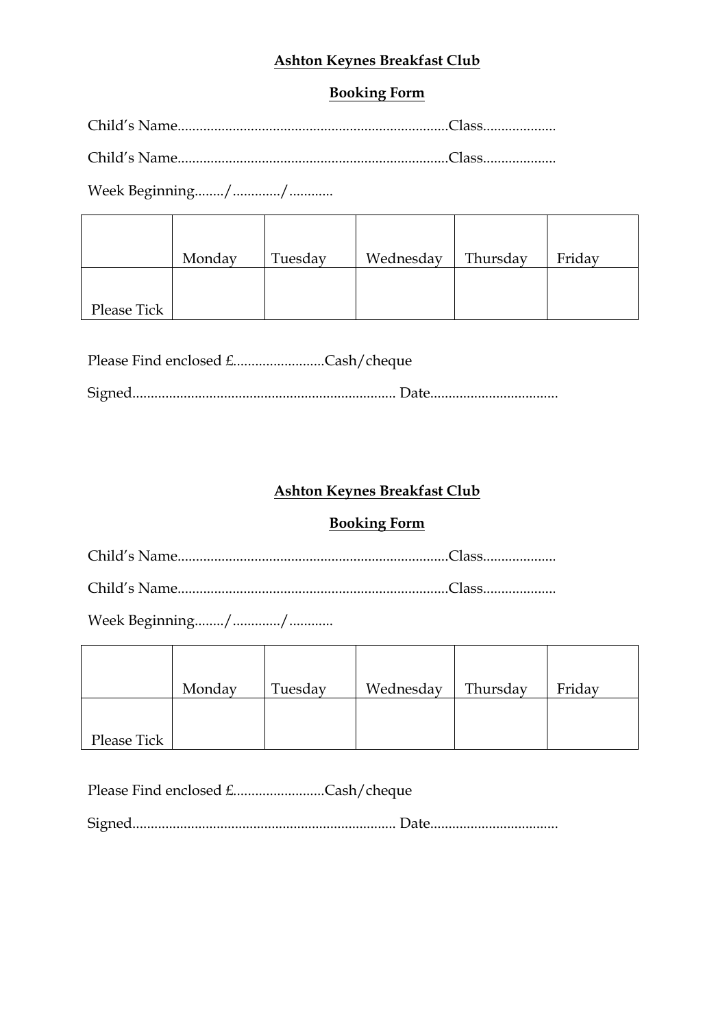**Ashton Keynes Breakfast Club**

**Booking Form**

Child's Name.........................................................................Class....................

Child's Name.........................................................................Class....................

Week Beginning......../............/............

| | Monday | Tuesday | Wednesday | Thursday | Friday |
|---|---|---|---|---|---|
| Please Tick | | | | | |

Please Find enclosed £.........................Cash/cheque

Signed....................................................................... Date...................................

**Ashton Keynes Breakfast Club**

**Booking Form**

Child's Name.........................................................................Class....................

Child's Name.........................................................................Class....................

Week Beginning......../............/............

| | Monday | Tuesday | Wednesday | Thursday | Friday |
|---|---|---|---|---|---|
| Please Tick | | | | | |

Please Find enclosed £.........................Cash/cheque

Signed....................................................................... Date...................................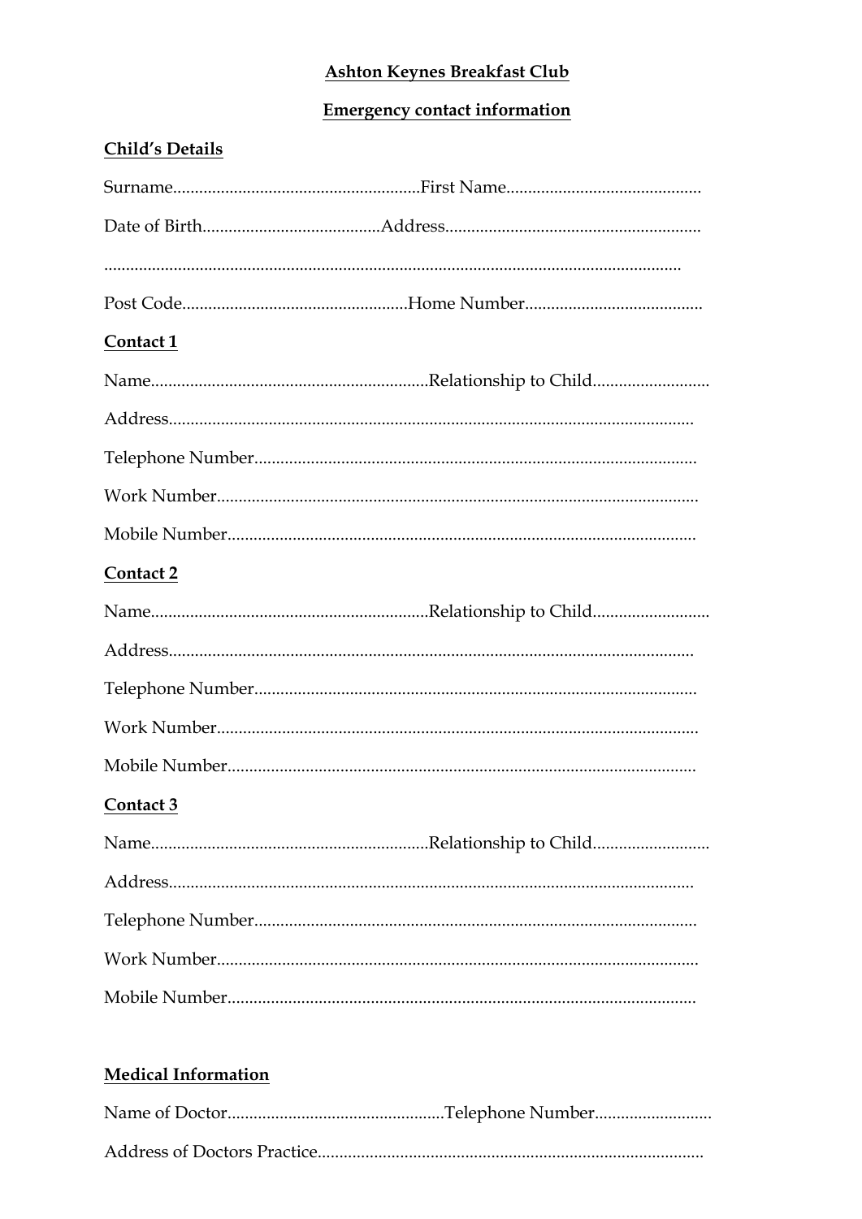**Ashton Keynes Breakfast Club**

**Emergency contact information**

**Child's Details**

Surname.........................................................First Name.............................................

Date of Birth.........................................Address...........................................................

...................................................................................................................................

Post Code....................................................Home Number.........................................

**Contact 1**

Name...............................................................Relationship to Child...........................

Address.......................................................................................................................

Telephone Number.....................................................................................................

Work Number..............................................................................................................

Mobile Number...........................................................................................................

**Contact 2**

Name...............................................................Relationship to Child...........................

Address.......................................................................................................................

Telephone Number.....................................................................................................

Work Number..............................................................................................................

Mobile Number...........................................................................................................

**Contact 3**

Name...............................................................Relationship to Child...........................

Address.......................................................................................................................

Telephone Number.....................................................................................................

Work Number..............................................................................................................

Mobile Number...........................................................................................................

**Medical Information**

Name of Doctor.................................................Telephone Number...........................

Address of Doctors Practice........................................................................................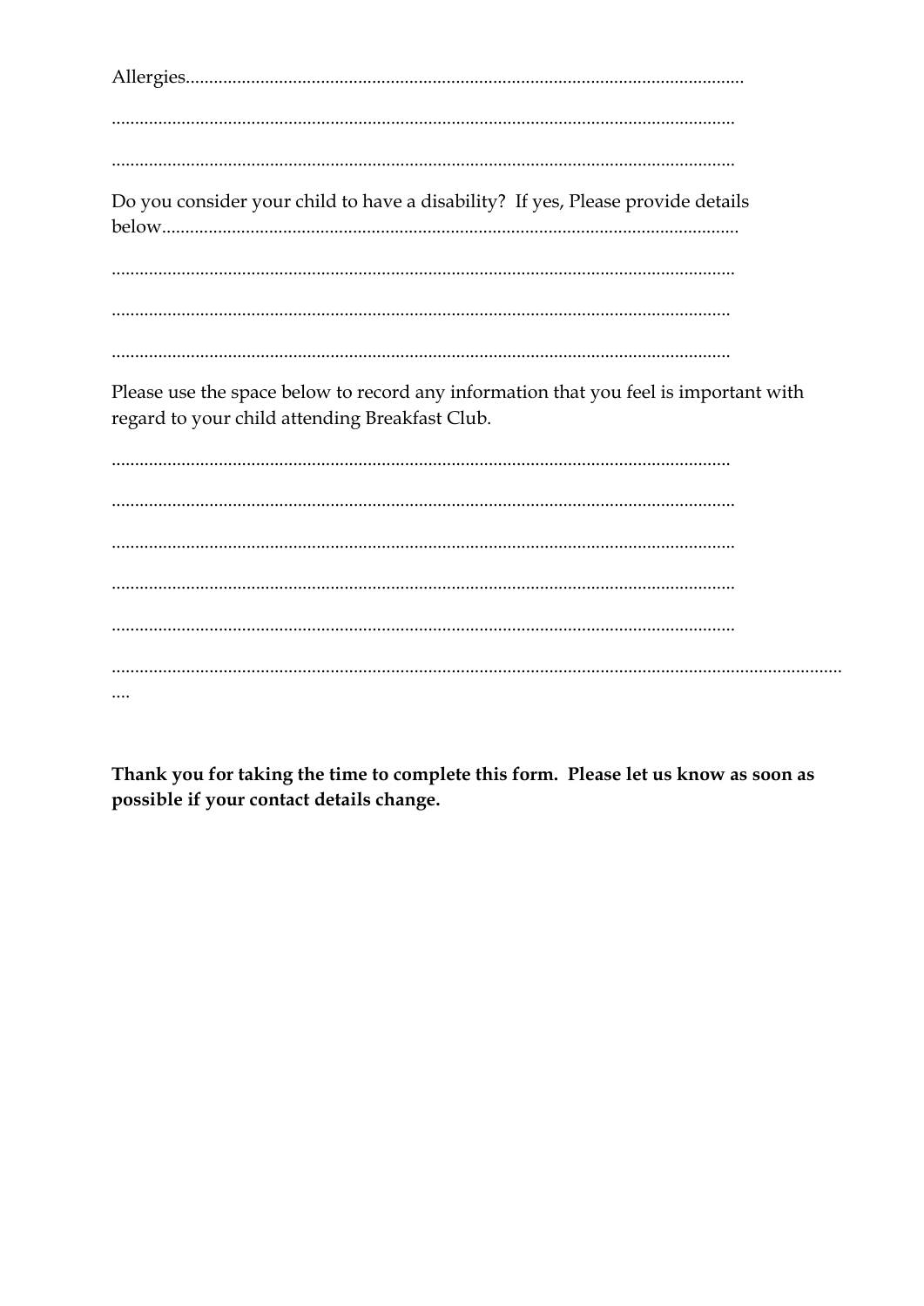Allergies......................................................................................................................

.....................................................................................................................

.....................................................................................................................

Do you consider your child to have a disability? If yes, Please provide details below..........................................................................................................................

.....................................................................................................................

....................................................................................................................

....................................................................................................................

Please use the space below to record any information that you feel is important with regard to your child attending Breakfast Club.

....................................................................................................................

.....................................................................................................................

.....................................................................................................................

.....................................................................................................................

.....................................................................................................................

............................................................................................................................................
....

**Thank you for taking the time to complete this form. Please let us know as soon as possible if your contact details change.**